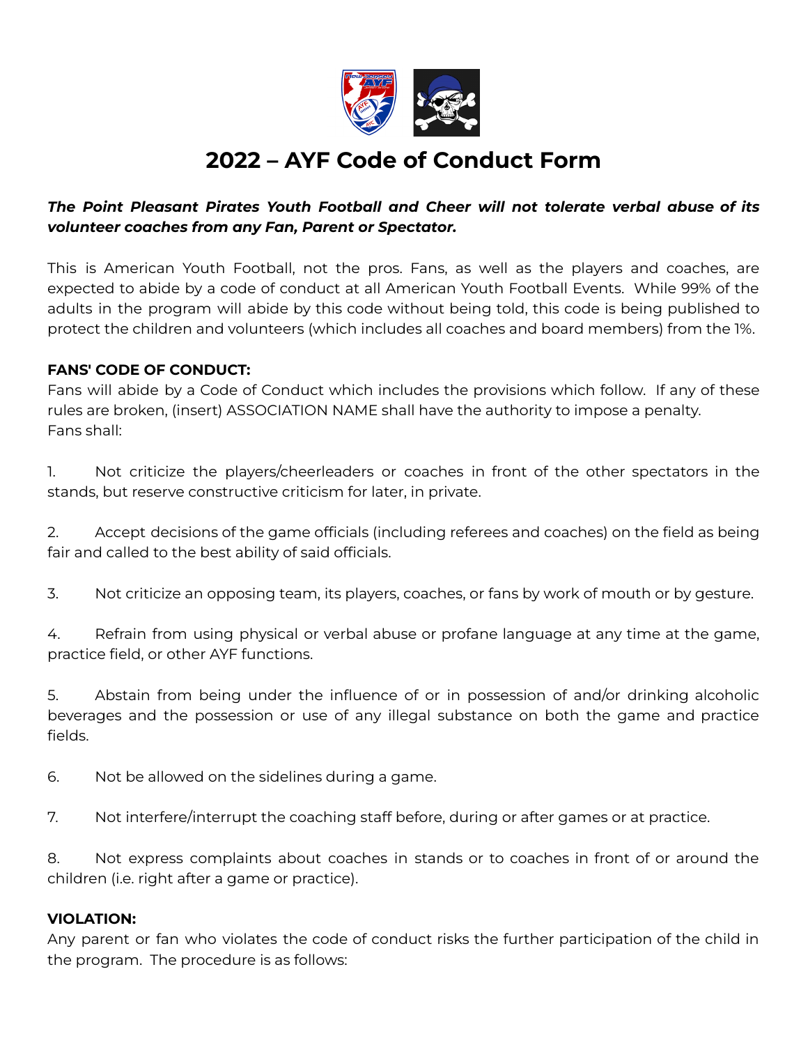# 2022 – AYF Code of Conduct Form

***The Point Pleasant Pirates Youth Football and Cheer will not tolerate verbal abuse of its volunteer coaches from any Fan, Parent or Spectator.***

This is American Youth Football, not the pros. Fans, as well as the players and coaches, are expected to abide by a code of conduct at all American Youth Football Events. While 99% of the adults in the program will abide by this code without being told, this code is being published to protect the children and volunteers (which includes all coaches and board members) from the 1%.

**FANS' CODE OF CONDUCT:**
Fans will abide by a Code of Conduct which includes the provisions which follow. If any of these rules are broken, (insert) ASSOCIATION NAME shall have the authority to impose a penalty.
Fans shall:

1. Not criticize the players/cheerleaders or coaches in front of the other spectators in the stands, but reserve constructive criticism for later, in private.

2. Accept decisions of the game officials (including referees and coaches) on the field as being fair and called to the best ability of said officials.

3. Not criticize an opposing team, its players, coaches, or fans by work of mouth or by gesture.

4. Refrain from using physical or verbal abuse or profane language at any time at the game, practice field, or other AYF functions.

5. Abstain from being under the influence of or in possession of and/or drinking alcoholic beverages and the possession or use of any illegal substance on both the game and practice fields.

6. Not be allowed on the sidelines during a game.

7. Not interfere/interrupt the coaching staff before, during or after games or at practice.

8. Not express complaints about coaches in stands or to coaches in front of or around the children (i.e. right after a game or practice).

**VIOLATION:**
Any parent or fan who violates the code of conduct risks the further participation of the child in the program. The procedure is as follows: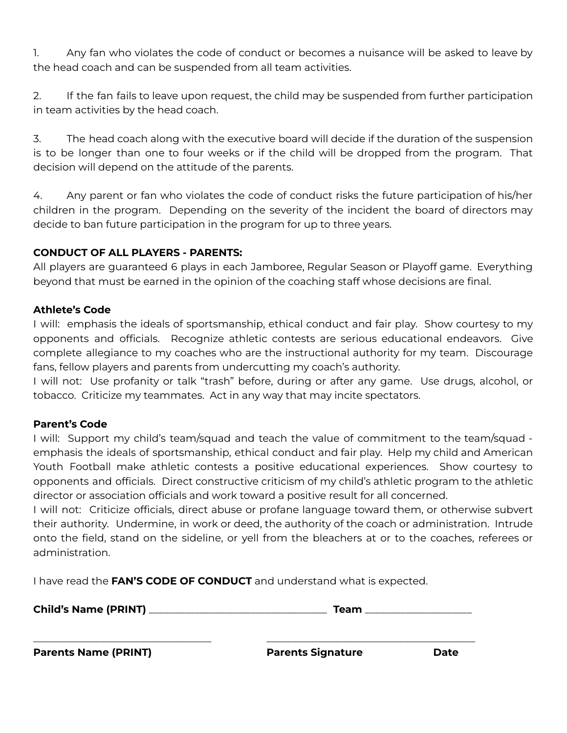1. Any fan who violates the code of conduct or becomes a nuisance will be asked to leave by the head coach and can be suspended from all team activities.

2. If the fan fails to leave upon request, the child may be suspended from further participation in team activities by the head coach.

3. The head coach along with the executive board will decide if the duration of the suspension is to be longer than one to four weeks or if the child will be dropped from the program. That decision will depend on the attitude of the parents.

4. Any parent or fan who violates the code of conduct risks the future participation of his/her children in the program. Depending on the severity of the incident the board of directors may decide to ban future participation in the program for up to three years.

**CONDUCT OF ALL PLAYERS - PARENTS:**
All players are guaranteed 6 plays in each Jamboree, Regular Season or Playoff game. Everything beyond that must be earned in the opinion of the coaching staff whose decisions are final.

**Athlete's Code**
I will: emphasis the ideals of sportsmanship, ethical conduct and fair play. Show courtesy to my opponents and officials. Recognize athletic contests are serious educational endeavors. Give complete allegiance to my coaches who are the instructional authority for my team. Discourage fans, fellow players and parents from undercutting my coach's authority.
I will not: Use profanity or talk "trash" before, during or after any game. Use drugs, alcohol, or tobacco. Criticize my teammates. Act in any way that may incite spectators.

**Parent's Code**
I will: Support my child's team/squad and teach the value of commitment to the team/squad - emphasis the ideals of sportsmanship, ethical conduct and fair play. Help my child and American Youth Football make athletic contests a positive educational experiences. Show courtesy to opponents and officials. Direct constructive criticism of my child's athletic program to the athletic director or association officials and work toward a positive result for all concerned.
I will not: Criticize officials, direct abuse or profane language toward them, or otherwise subvert their authority. Undermine, in work or deed, the authority of the coach or administration. Intrude onto the field, stand on the sideline, or yell from the bleachers at or to the coaches, referees or administration.

I have read the **FAN'S CODE OF CONDUCT** and understand what is expected.

**Child's Name (PRINT)** ___________________________________ **Team** ____________________

___________________________________ ________________________________________

**Parents Name (PRINT)** **Parents Signature** **Date**